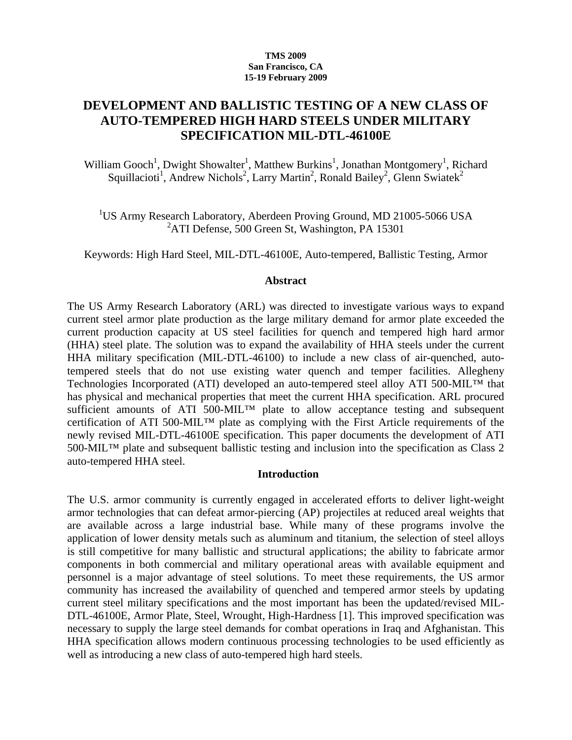**TMS 2009**
**San Francisco, CA**
**15-19 February 2009**

# DEVELOPMENT AND BALLISTIC TESTING OF A NEW CLASS OF AUTO-TEMPERED HIGH HARD STEELS UNDER MILITARY SPECIFICATION MIL-DTL-46100E

William Gooch[1], Dwight Showalter[1], Matthew Burkins[1], Jonathan Montgomery[1], Richard Squillacioti[1], Andrew Nichols[2], Larry Martin[2], Ronald Bailey[2], Glenn Swiatek[2]

[1]US Army Research Laboratory, Aberdeen Proving Ground, MD 21005-5066 USA
[2]ATI Defense, 500 Green St, Washington, PA 15301

Keywords: High Hard Steel, MIL-DTL-46100E, Auto-tempered, Ballistic Testing, Armor

## Abstract

The US Army Research Laboratory (ARL) was directed to investigate various ways to expand current steel armor plate production as the large military demand for armor plate exceeded the current production capacity at US steel facilities for quench and tempered high hard armor (HHA) steel plate. The solution was to expand the availability of HHA steels under the current HHA military specification (MIL-DTL-46100) to include a new class of air-quenched, auto-tempered steels that do not use existing water quench and temper facilities. Allegheny Technologies Incorporated (ATI) developed an auto-tempered steel alloy ATI 500-MIL™ that has physical and mechanical properties that meet the current HHA specification. ARL procured sufficient amounts of ATI 500-MIL™ plate to allow acceptance testing and subsequent certification of ATI 500-MIL™ plate as complying with the First Article requirements of the newly revised MIL-DTL-46100E specification. This paper documents the development of ATI 500-MIL™ plate and subsequent ballistic testing and inclusion into the specification as Class 2 auto-tempered HHA steel.

## Introduction

The U.S. armor community is currently engaged in accelerated efforts to deliver light-weight armor technologies that can defeat armor-piercing (AP) projectiles at reduced areal weights that are available across a large industrial base. While many of these programs involve the application of lower density metals such as aluminum and titanium, the selection of steel alloys is still competitive for many ballistic and structural applications; the ability to fabricate armor components in both commercial and military operational areas with available equipment and personnel is a major advantage of steel solutions. To meet these requirements, the US armor community has increased the availability of quenched and tempered armor steels by updating current steel military specifications and the most important has been the updated/revised MIL-DTL-46100E, Armor Plate, Steel, Wrought, High-Hardness [1]. This improved specification was necessary to supply the large steel demands for combat operations in Iraq and Afghanistan. This HHA specification allows modern continuous processing technologies to be used efficiently as well as introducing a new class of auto-tempered high hard steels.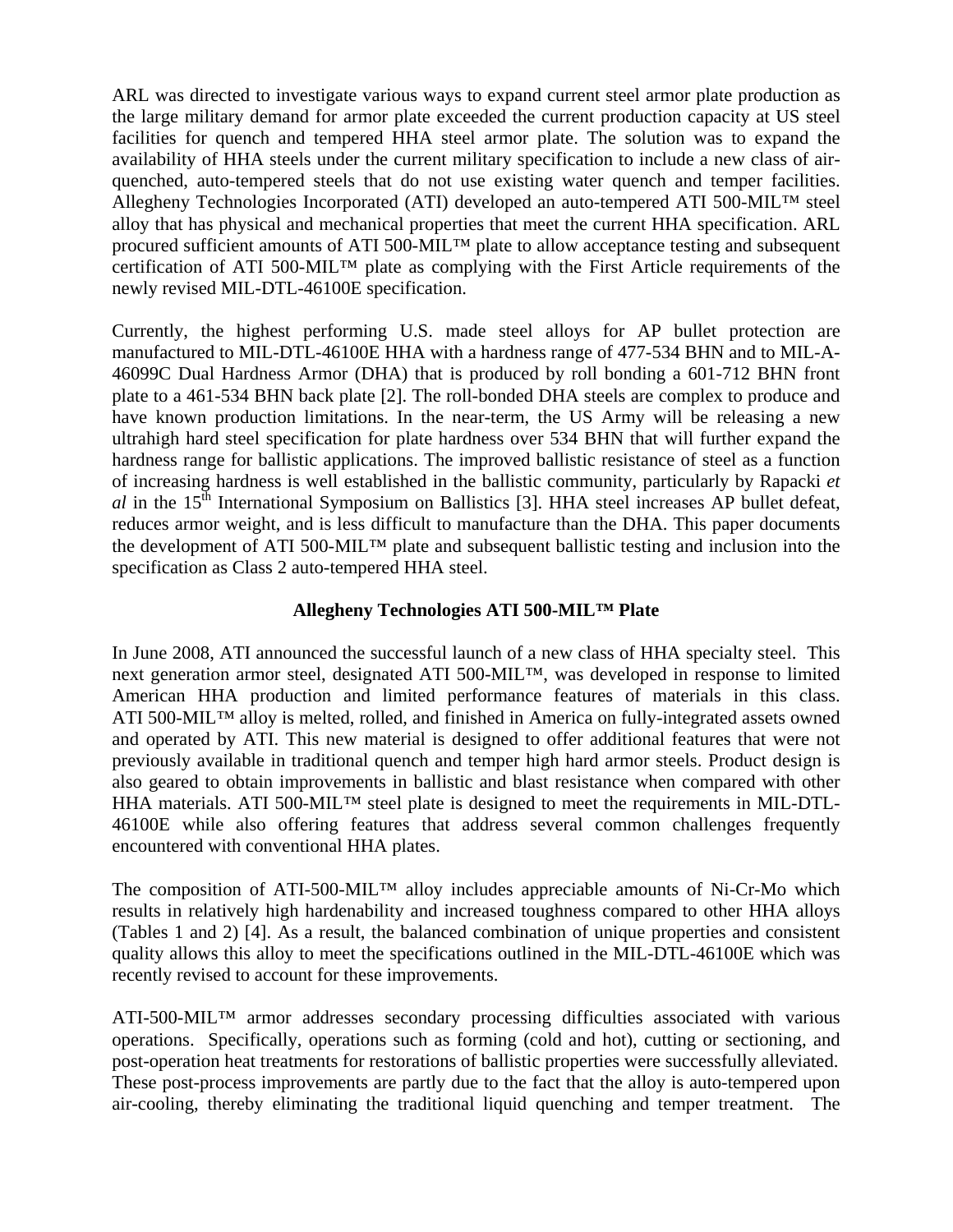ARL was directed to investigate various ways to expand current steel armor plate production as the large military demand for armor plate exceeded the current production capacity at US steel facilities for quench and tempered HHA steel armor plate. The solution was to expand the availability of HHA steels under the current military specification to include a new class of air-quenched, auto-tempered steels that do not use existing water quench and temper facilities. Allegheny Technologies Incorporated (ATI) developed an auto-tempered ATI 500-MIL™ steel alloy that has physical and mechanical properties that meet the current HHA specification. ARL procured sufficient amounts of ATI 500-MIL™ plate to allow acceptance testing and subsequent certification of ATI 500-MIL™ plate as complying with the First Article requirements of the newly revised MIL-DTL-46100E specification.

Currently, the highest performing U.S. made steel alloys for AP bullet protection are manufactured to MIL-DTL-46100E HHA with a hardness range of 477-534 BHN and to MIL-A-46099C Dual Hardness Armor (DHA) that is produced by roll bonding a 601-712 BHN front plate to a 461-534 BHN back plate [2]. The roll-bonded DHA steels are complex to produce and have known production limitations. In the near-term, the US Army will be releasing a new ultrahigh hard steel specification for plate hardness over 534 BHN that will further expand the hardness range for ballistic applications. The improved ballistic resistance of steel as a function of increasing hardness is well established in the ballistic community, particularly by Rapacki *et al* in the 15th International Symposium on Ballistics [3]. HHA steel increases AP bullet defeat, reduces armor weight, and is less difficult to manufacture than the DHA. This paper documents the development of ATI 500-MIL™ plate and subsequent ballistic testing and inclusion into the specification as Class 2 auto-tempered HHA steel.

## Allegheny Technologies ATI 500-MIL™ Plate

In June 2008, ATI announced the successful launch of a new class of HHA specialty steel. This next generation armor steel, designated ATI 500-MIL™, was developed in response to limited American HHA production and limited performance features of materials in this class. ATI 500-MIL™ alloy is melted, rolled, and finished in America on fully-integrated assets owned and operated by ATI. This new material is designed to offer additional features that were not previously available in traditional quench and temper high hard armor steels. Product design is also geared to obtain improvements in ballistic and blast resistance when compared with other HHA materials. ATI 500-MIL™ steel plate is designed to meet the requirements in MIL-DTL-46100E while also offering features that address several common challenges frequently encountered with conventional HHA plates.

The composition of ATI-500-MIL™ alloy includes appreciable amounts of Ni-Cr-Mo which results in relatively high hardenability and increased toughness compared to other HHA alloys (Tables 1 and 2) [4]. As a result, the balanced combination of unique properties and consistent quality allows this alloy to meet the specifications outlined in the MIL-DTL-46100E which was recently revised to account for these improvements.

ATI-500-MIL™ armor addresses secondary processing difficulties associated with various operations. Specifically, operations such as forming (cold and hot), cutting or sectioning, and post-operation heat treatments for restorations of ballistic properties were successfully alleviated. These post-process improvements are partly due to the fact that the alloy is auto-tempered upon air-cooling, thereby eliminating the traditional liquid quenching and temper treatment. The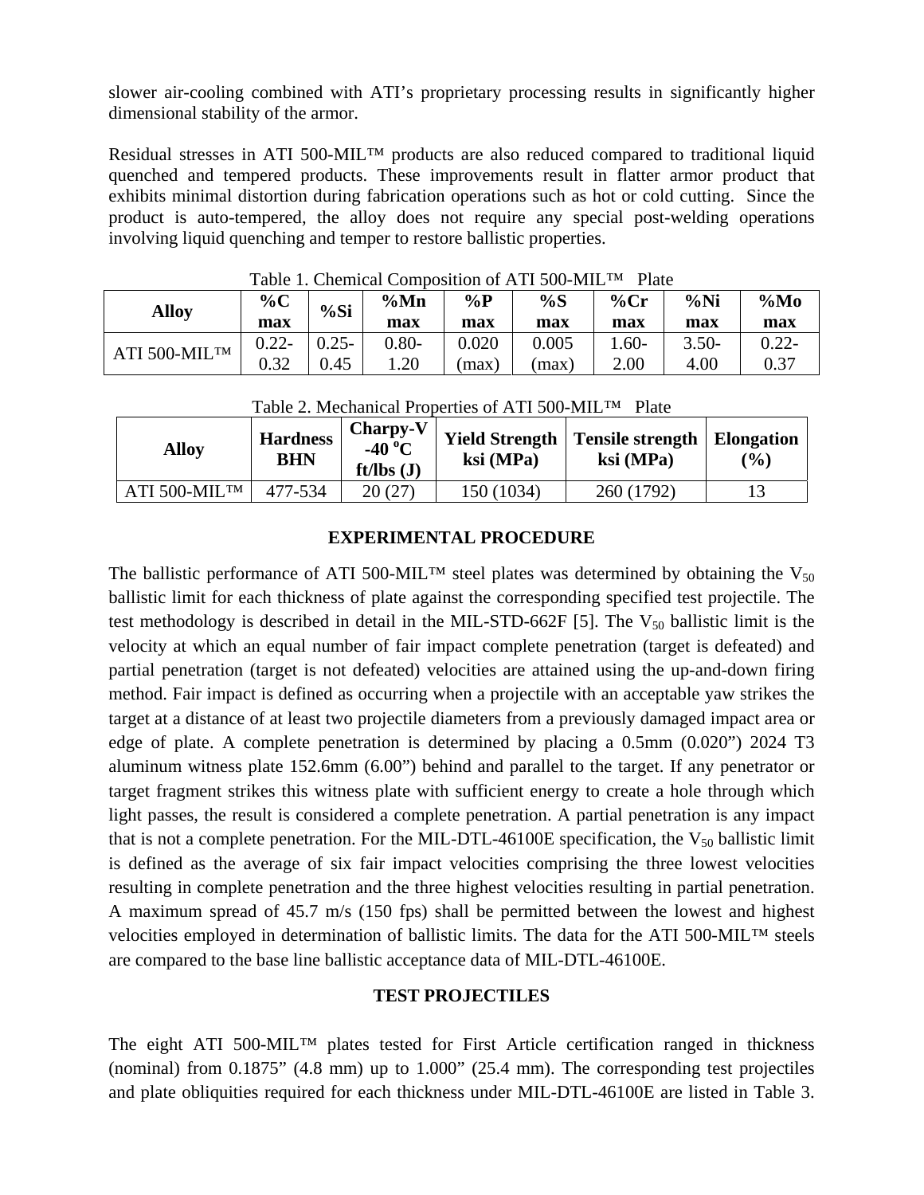slower air-cooling combined with ATI's proprietary processing results in significantly higher dimensional stability of the armor.

Residual stresses in ATI 500-MIL™ products are also reduced compared to traditional liquid quenched and tempered products. These improvements result in flatter armor product that exhibits minimal distortion during fabrication operations such as hot or cold cutting. Since the product is auto-tempered, the alloy does not require any special post-welding operations involving liquid quenching and temper to restore ballistic properties.

Table 1. Chemical Composition of ATI 500-MIL™ Plate

| Alloy | %C max | %Si | %Mn max | %P max | %S max | %Cr max | %Ni max | %Mo max |
|---|---|---|---|---|---|---|---|---|
| ATI 500-MIL™ | 0.22-0.32 | 0.25-0.45 | 0.80-1.20 | 0.020 (max) | 0.005 (max) | 1.60-2.00 | 3.50-4.00 | 0.22-0.37 |

Table 2. Mechanical Properties of ATI 500-MIL™ Plate

| Alloy | Hardness BHN | Charpy-V -40 °C ft/lbs (J) | Yield Strength ksi (MPa) | Tensile strength ksi (MPa) | Elongation (%) |
|---|---|---|---|---|---|
| ATI 500-MIL™ | 477-534 | 20 (27) | 150 (1034) | 260 (1792) | 13 |

## EXPERIMENTAL PROCEDURE

The ballistic performance of ATI 500-MIL™ steel plates was determined by obtaining the $V_{50}$ ballistic limit for each thickness of plate against the corresponding specified test projectile. The test methodology is described in detail in the MIL-STD-662F [5]. The $V_{50}$ ballistic limit is the velocity at which an equal number of fair impact complete penetration (target is defeated) and partial penetration (target is not defeated) velocities are attained using the up-and-down firing method. Fair impact is defined as occurring when a projectile with an acceptable yaw strikes the target at a distance of at least two projectile diameters from a previously damaged impact area or edge of plate. A complete penetration is determined by placing a 0.5mm (0.020") 2024 T3 aluminum witness plate 152.6mm (6.00") behind and parallel to the target. If any penetrator or target fragment strikes this witness plate with sufficient energy to create a hole through which light passes, the result is considered a complete penetration. A partial penetration is any impact that is not a complete penetration. For the MIL-DTL-46100E specification, the $V_{50}$ ballistic limit is defined as the average of six fair impact velocities comprising the three lowest velocities resulting in complete penetration and the three highest velocities resulting in partial penetration. A maximum spread of 45.7 m/s (150 fps) shall be permitted between the lowest and highest velocities employed in determination of ballistic limits. The data for the ATI 500-MIL™ steels are compared to the base line ballistic acceptance data of MIL-DTL-46100E.

## TEST PROJECTILES

The eight ATI 500-MIL™ plates tested for First Article certification ranged in thickness (nominal) from 0.1875" (4.8 mm) up to 1.000" (25.4 mm). The corresponding test projectiles and plate obliquities required for each thickness under MIL-DTL-46100E are listed in Table 3.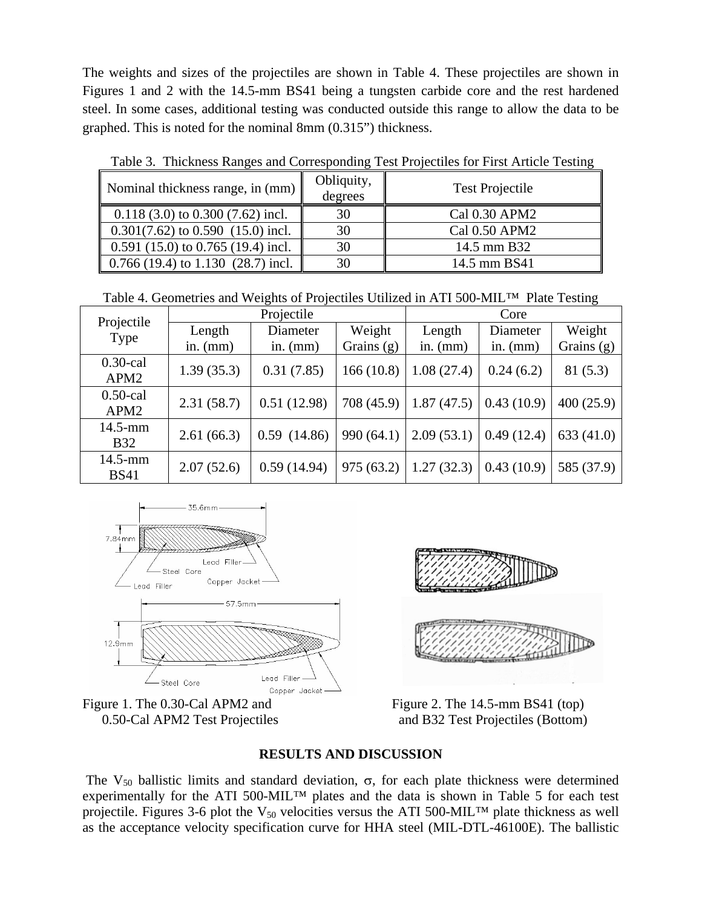The weights and sizes of the projectiles are shown in Table 4. These projectiles are shown in Figures 1 and 2 with the 14.5-mm BS41 being a tungsten carbide core and the rest hardened steel. In some cases, additional testing was conducted outside this range to allow the data to be graphed. This is noted for the nominal 8mm (0.315") thickness.

Table 3. Thickness Ranges and Corresponding Test Projectiles for First Article Testing

| Nominal thickness range, in (mm) | Obliquity, degrees | Test Projectile |
|---|---|---|
| 0.118 (3.0) to 0.300 (7.62) incl. | 30 | Cal 0.30 APM2 |
| 0.301(7.62) to 0.590 (15.0) incl. | 30 | Cal 0.50 APM2 |
| 0.591 (15.0) to 0.765 (19.4) incl. | 30 | 14.5 mm B32 |
| 0.766 (19.4) to 1.130 (28.7) incl. | 30 | 14.5 mm BS41 |

Table 4. Geometries and Weights of Projectiles Utilized in ATI 500-MIL™ Plate Testing

| Projectile Type | Projectile | | | Core | | |
|---|---|---|---|---|---|---|
| | Length in. (mm) | Diameter in. (mm) | Weight Grains (g) | Length in. (mm) | Diameter in. (mm) | Weight Grains (g) |
| 0.30-cal APM2 | 1.39 (35.3) | 0.31 (7.85) | 166 (10.8) | 1.08 (27.4) | 0.24 (6.2) | 81 (5.3) |
| 0.50-cal APM2 | 2.31 (58.7) | 0.51 (12.98) | 708 (45.9) | 1.87 (47.5) | 0.43 (10.9) | 400 (25.9) |
| 14.5-mm B32 | 2.61 (66.3) | 0.59 (14.86) | 990 (64.1) | 2.09 (53.1) | 0.49 (12.4) | 633 (41.0) |
| 14.5-mm BS41 | 2.07 (52.6) | 0.59 (14.94) | 975 (63.2) | 1.27 (32.3) | 0.43 (10.9) | 585 (37.9) |

Figure 1. The 0.30-Cal APM2 and 0.50-Cal APM2 Test Projectiles

Figure 2. The 14.5-mm BS41 (top) and B32 Test Projectiles (Bottom)

## RESULTS AND DISCUSSION

The $V_{50}$ ballistic limits and standard deviation, $\sigma$, for each plate thickness were determined experimentally for the ATI 500-MIL™ plates and the data is shown in Table 5 for each test projectile. Figures 3-6 plot the $V_{50}$ velocities versus the ATI 500-MIL™ plate thickness as well as the acceptance velocity specification curve for HHA steel (MIL-DTL-46100E). The ballistic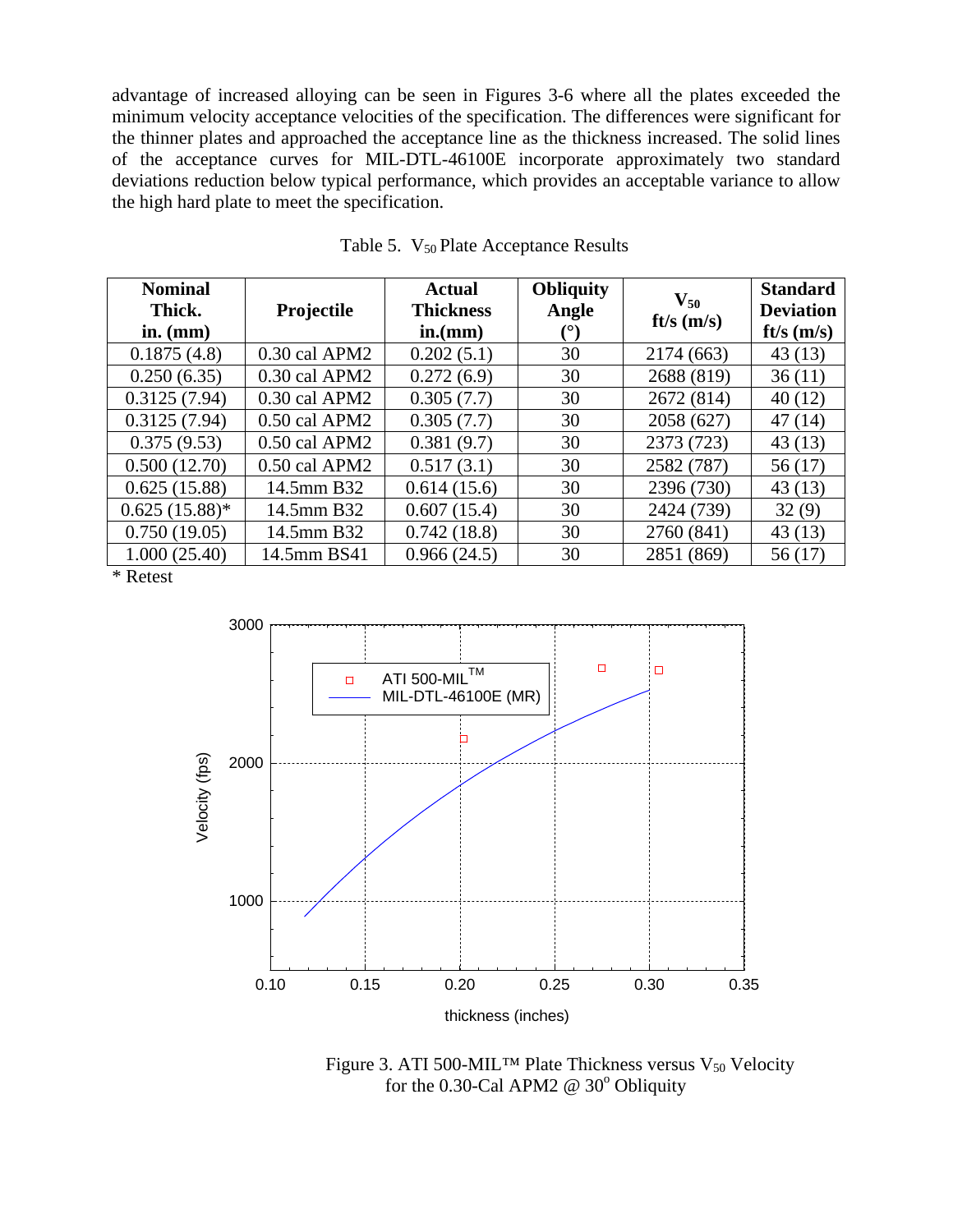advantage of increased alloying can be seen in Figures 3-6 where all the plates exceeded the minimum velocity acceptance velocities of the specification. The differences were significant for the thinner plates and approached the acceptance line as the thickness increased. The solid lines of the acceptance curves for MIL-DTL-46100E incorporate approximately two standard deviations reduction below typical performance, which provides an acceptable variance to allow the high hard plate to meet the specification.

Table 5. $V_{50}$ Plate Acceptance Results

| Nominal Thick. in. (mm) | Projectile | Actual Thickness in.(mm) | Obliquity Angle (°) | $V_{50}$ ft/s (m/s) | Standard Deviation ft/s (m/s) |
|---|---|---|---|---|---|
| 0.1875 (4.8) | 0.30 cal APM2 | 0.202 (5.1) | 30 | 2174 (663) | 43 (13) |
| 0.250 (6.35) | 0.30 cal APM2 | 0.272 (6.9) | 30 | 2688 (819) | 36 (11) |
| 0.3125 (7.94) | 0.30 cal APM2 | 0.305 (7.7) | 30 | 2672 (814) | 40 (12) |
| 0.3125 (7.94) | 0.50 cal APM2 | 0.305 (7.7) | 30 | 2058 (627) | 47 (14) |
| 0.375 (9.53) | 0.50 cal APM2 | 0.381 (9.7) | 30 | 2373 (723) | 43 (13) |
| 0.500 (12.70) | 0.50 cal APM2 | 0.517 (3.1) | 30 | 2582 (787) | 56 (17) |
| 0.625 (15.88) | 14.5mm B32 | 0.614 (15.6) | 30 | 2396 (730) | 43 (13) |
| 0.625 (15.88)* | 14.5mm B32 | 0.607 (15.4) | 30 | 2424 (739) | 32 (9) |
| 0.750 (19.05) | 14.5mm B32 | 0.742 (18.8) | 30 | 2760 (841) | 43 (13) |
| 1.000 (25.40) | 14.5mm BS41 | 0.966 (24.5) | 30 | 2851 (869) | 56 (17) |

* Retest

Figure 3. ATI 500-MIL™ Plate Thickness versus $V_{50}$ Velocity for the 0.30-Cal APM2 @ 30° Obliquity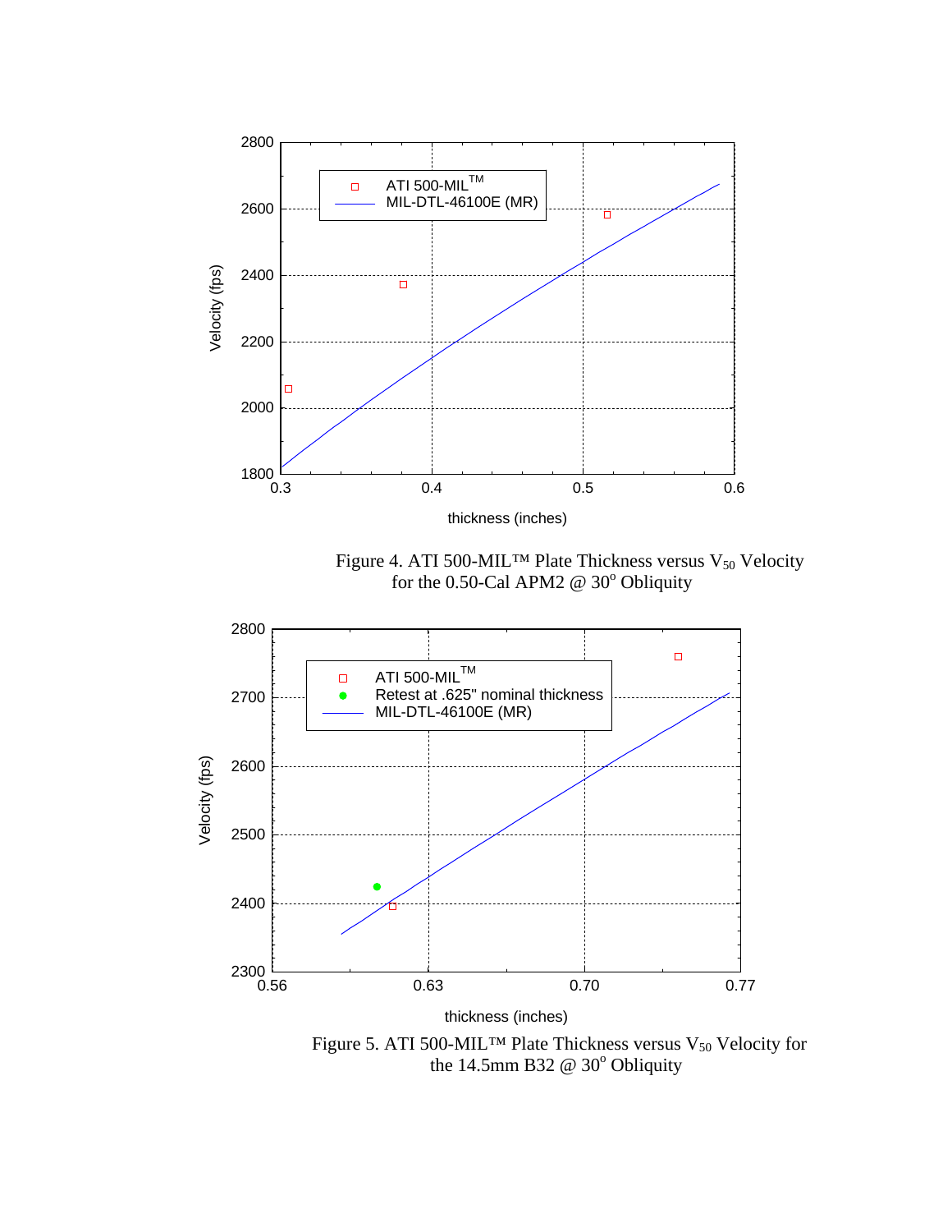Figure 4. ATI 500-MIL™ Plate Thickness versus $V_{50}$ Velocity for the 0.50-Cal APM2 @ 30° Obliquity

Figure 5. ATI 500-MIL™ Plate Thickness versus $V_{50}$ Velocity for the 14.5mm B32 @ 30° Obliquity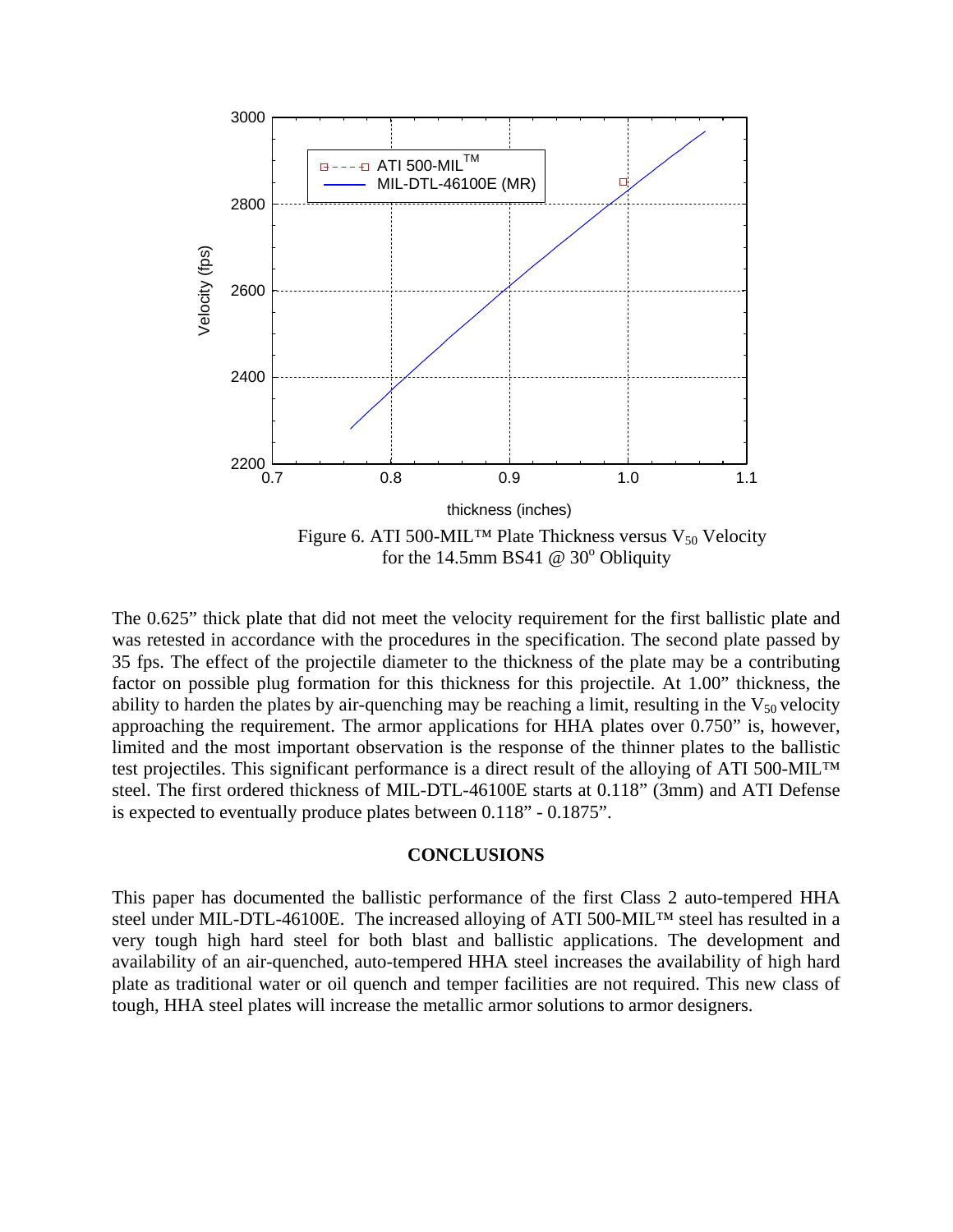Figure 6. ATI 500-MIL™ Plate Thickness versus $V_{50}$ Velocity for the 14.5mm BS41 @ 30° Obliquity

The 0.625" thick plate that did not meet the velocity requirement for the first ballistic plate and was retested in accordance with the procedures in the specification. The second plate passed by 35 fps. The effect of the projectile diameter to the thickness of the plate may be a contributing factor on possible plug formation for this thickness for this projectile. At 1.00" thickness, the ability to harden the plates by air-quenching may be reaching a limit, resulting in the $V_{50}$ velocity approaching the requirement. The armor applications for HHA plates over 0.750" is, however, limited and the most important observation is the response of the thinner plates to the ballistic test projectiles. This significant performance is a direct result of the alloying of ATI 500-MIL™ steel. The first ordered thickness of MIL-DTL-46100E starts at 0.118" (3mm) and ATI Defense is expected to eventually produce plates between 0.118" - 0.1875".

## CONCLUSIONS

This paper has documented the ballistic performance of the first Class 2 auto-tempered HHA steel under MIL-DTL-46100E. The increased alloying of ATI 500-MIL™ steel has resulted in a very tough high hard steel for both blast and ballistic applications. The development and availability of an air-quenched, auto-tempered HHA steel increases the availability of high hard plate as traditional water or oil quench and temper facilities are not required. This new class of tough, HHA steel plates will increase the metallic armor solutions to armor designers.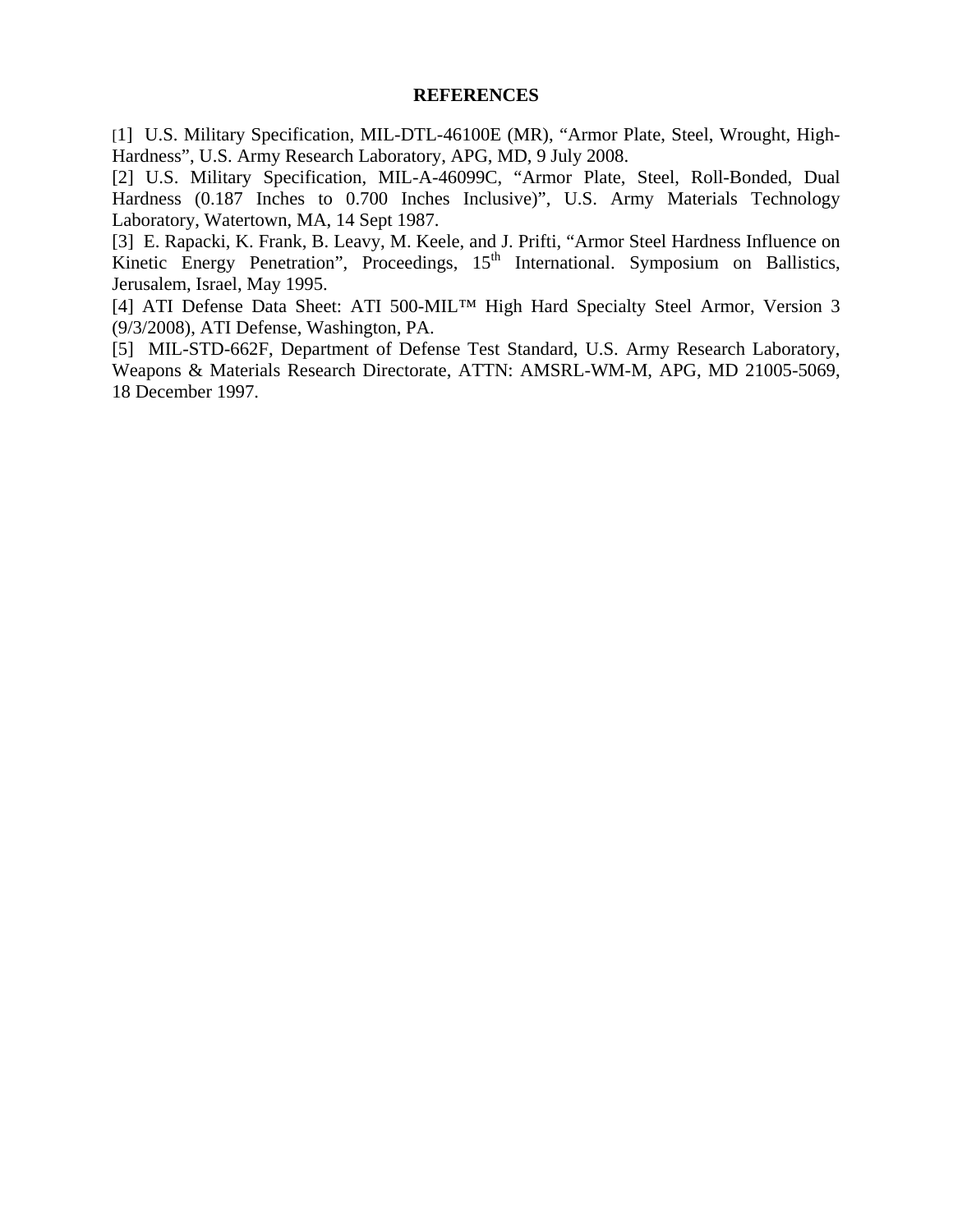## REFERENCES

[1] U.S. Military Specification, MIL-DTL-46100E (MR), "Armor Plate, Steel, Wrought, High-Hardness", U.S. Army Research Laboratory, APG, MD, 9 July 2008.

[2] U.S. Military Specification, MIL-A-46099C, "Armor Plate, Steel, Roll-Bonded, Dual Hardness (0.187 Inches to 0.700 Inches Inclusive)", U.S. Army Materials Technology Laboratory, Watertown, MA, 14 Sept 1987.

[3] E. Rapacki, K. Frank, B. Leavy, M. Keele, and J. Prifti, "Armor Steel Hardness Influence on Kinetic Energy Penetration", Proceedings, 15th International. Symposium on Ballistics, Jerusalem, Israel, May 1995.

[4] ATI Defense Data Sheet: ATI 500-MIL™ High Hard Specialty Steel Armor, Version 3 (9/3/2008), ATI Defense, Washington, PA.

[5] MIL-STD-662F, Department of Defense Test Standard, U.S. Army Research Laboratory, Weapons & Materials Research Directorate, ATTN: AMSRL-WM-M, APG, MD 21005-5069, 18 December 1997.